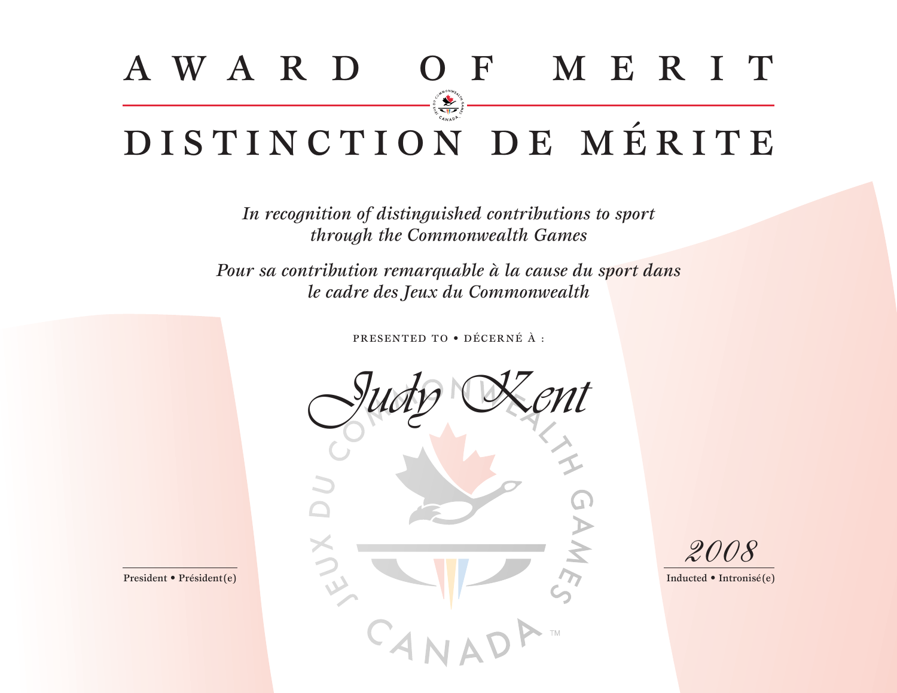# AWARD OF MERIT

# DISTINCTION DE MÉRITE

*In recognition of distinguished contributions to sport through the Commonwealth Games*

*Pour sa contribution remarquable à la cause du sport dans le cadre des Jeux du Commonwealth*

PRESENTED TO • DÉCERNÉ À :

*Judy Kent*

President • Président(e)

*2008*

Inducted • Intronisé(e)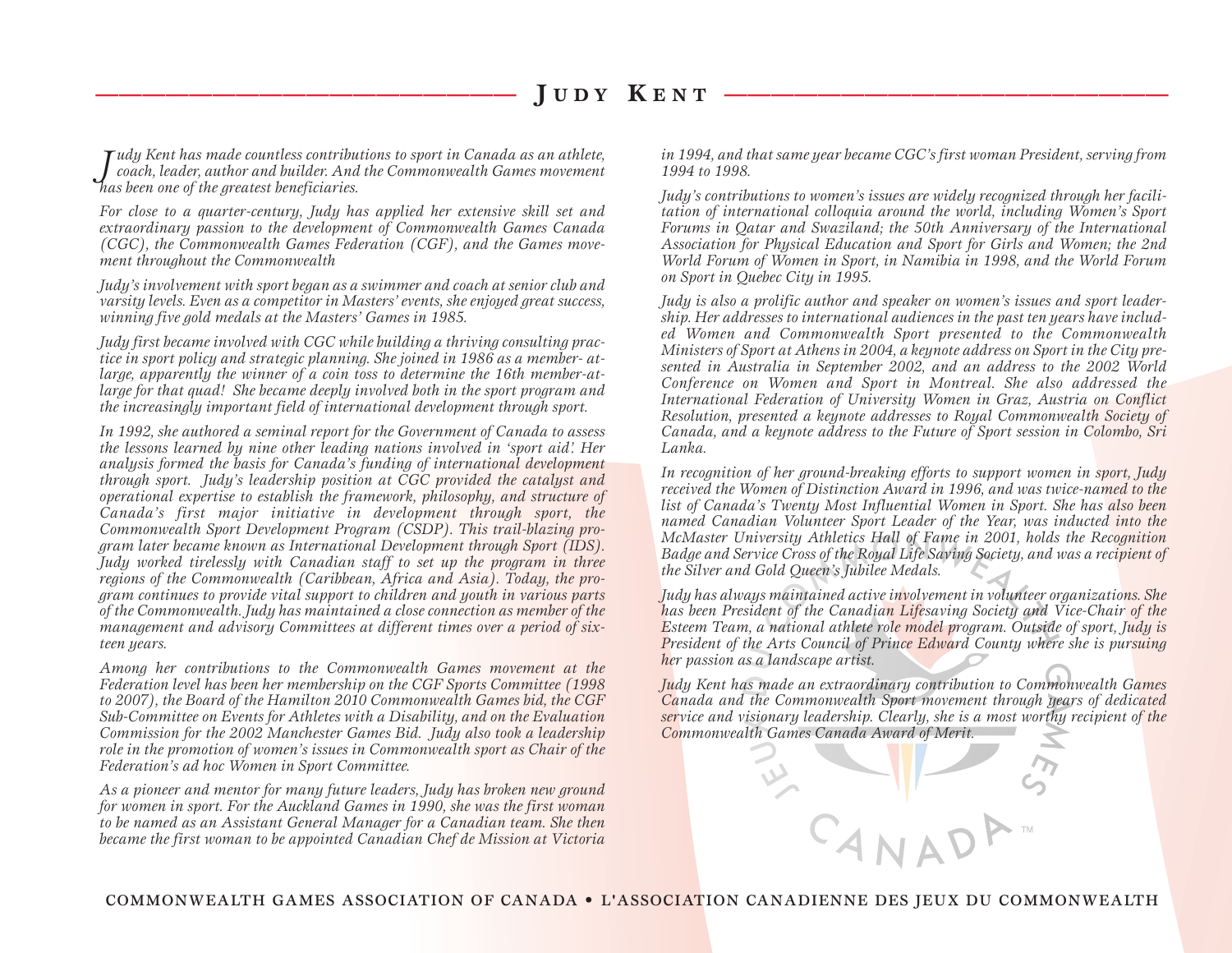# Judy Kent

*Judy Kent has made countless contributions to sport in Canada as an athlete, coach, leader, author and builder. And the Commonwealth Games movement has been one of the greatest beneficiaries.*

*For close to a quarter-century, Judy has applied her extensive skill set and extraordinary passion to the development of Commonwealth Games Canada (CGC), the Commonwealth Games Federation (CGF), and the Games movement throughout the Commonwealth*

*Judy's involvement with sport began as a swimmer and coach at senior club and varsity levels. Even as a competitor in Masters' events, she enjoyed great success, winning five gold medals at the Masters' Games in 1985.*

*Judy first became involved with CGC while building a thriving consulting practice in sport policy and strategic planning. She joined in 1986 as a member- at-large, apparently the winner of a coin toss to determine the 16th member-at-large for that quad! She became deeply involved both in the sport program and the increasingly important field of international development through sport.*

*In 1992, she authored a seminal report for the Government of Canada to assess the lessons learned by nine other leading nations involved in 'sport aid'. Her analysis formed the basis for Canada's funding of international development through sport. Judy's leadership position at CGC provided the catalyst and operational expertise to establish the framework, philosophy, and structure of Canada's first major initiative in development through sport, the Commonwealth Sport Development Program (CSDP). This trail-blazing program later became known as International Development through Sport (IDS). Judy worked tirelessly with Canadian staff to set up the program in three regions of the Commonwealth (Caribbean, Africa and Asia). Today, the program continues to provide vital support to children and youth in various parts of the Commonwealth. Judy has maintained a close connection as member of the management and advisory Committees at different times over a period of sixteen years.*

*Among her contributions to the Commonwealth Games movement at the Federation level has been her membership on the CGF Sports Committee (1998 to 2007), the Board of the Hamilton 2010 Commonwealth Games bid, the CGF Sub-Committee on Events for Athletes with a Disability, and on the Evaluation Commission for the 2002 Manchester Games Bid. Judy also took a leadership role in the promotion of women's issues in Commonwealth sport as Chair of the Federation's ad hoc Women in Sport Committee.*

*As a pioneer and mentor for many future leaders, Judy has broken new ground for women in sport. For the Auckland Games in 1990, she was the first woman to be named as an Assistant General Manager for a Canadian team. She then became the first woman to be appointed Canadian Chef de Mission at Victoria in 1994, and that same year became CGC's first woman President, serving from 1994 to 1998.*

*Judy's contributions to women's issues are widely recognized through her facilitation of international colloquia around the world, including Women's Sport Forums in Qatar and Swaziland; the 50th Anniversary of the International Association for Physical Education and Sport for Girls and Women; the 2nd World Forum of Women in Sport, in Namibia in 1998, and the World Forum on Sport in Quebec City in 1995.*

*Judy is also a prolific author and speaker on women's issues and sport leadership. Her addresses to international audiences in the past ten years have included Women and Commonwealth Sport presented to the Commonwealth Ministers of Sport at Athens in 2004, a keynote address on Sport in the City presented in Australia in September 2002, and an address to the 2002 World Conference on Women and Sport in Montreal. She also addressed the International Federation of University Women in Graz, Austria on Conflict Resolution, presented a keynote addresses to Royal Commonwealth Society of Canada, and a keynote address to the Future of Sport session in Colombo, Sri Lanka.*

*In recognition of her ground-breaking efforts to support women in sport, Judy received the Women of Distinction Award in 1996, and was twice-named to the list of Canada's Twenty Most Influential Women in Sport. She has also been named Canadian Volunteer Sport Leader of the Year, was inducted into the McMaster University Athletics Hall of Fame in 2001, holds the Recognition Badge and Service Cross of the Royal Life Saving Society, and was a recipient of the Silver and Gold Queen's Jubilee Medals.*

*Judy has always maintained active involvement in volunteer organizations. She has been President of the Canadian Lifesaving Society and Vice-Chair of the Esteem Team, a national athlete role model program. Outside of sport, Judy is President of the Arts Council of Prince Edward County where she is pursuing her passion as a landscape artist.*

*Judy Kent has made an extraordinary contribution to Commonwealth Games Canada and the Commonwealth Sport movement through years of dedicated service and visionary leadership. Clearly, she is a most worthy recipient of the Commonwealth Games Canada Award of Merit.*